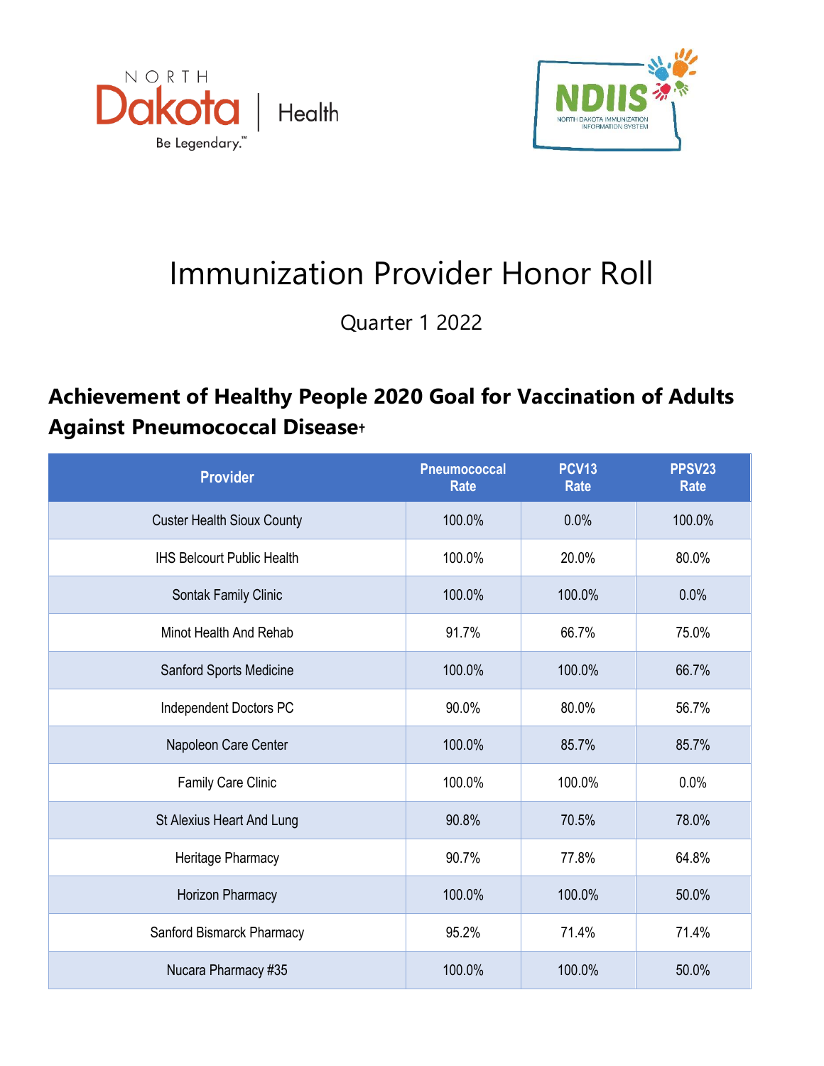# Immunization Provider Honor Roll

Quarter 1 2022

## Achievement of Healthy People 2020 Goal for Vaccination of Adults Against Pneumococcal Disease†

| Provider | Pneumococcal Rate | PCV13 Rate | PPSV23 Rate |
|---|---|---|---|
| Custer Health Sioux County | 100.0% | 0.0% | 100.0% |
| IHS Belcourt Public Health | 100.0% | 20.0% | 80.0% |
| Sontak Family Clinic | 100.0% | 100.0% | 0.0% |
| Minot Health And Rehab | 91.7% | 66.7% | 75.0% |
| Sanford Sports Medicine | 100.0% | 100.0% | 66.7% |
| Independent Doctors PC | 90.0% | 80.0% | 56.7% |
| Napoleon Care Center | 100.0% | 85.7% | 85.7% |
| Family Care Clinic | 100.0% | 100.0% | 0.0% |
| St Alexius Heart And Lung | 90.8% | 70.5% | 78.0% |
| Heritage Pharmacy | 90.7% | 77.8% | 64.8% |
| Horizon Pharmacy | 100.0% | 100.0% | 50.0% |
| Sanford Bismarck Pharmacy | 95.2% | 71.4% | 71.4% |
| Nucara Pharmacy #35 | 100.0% | 100.0% | 50.0% |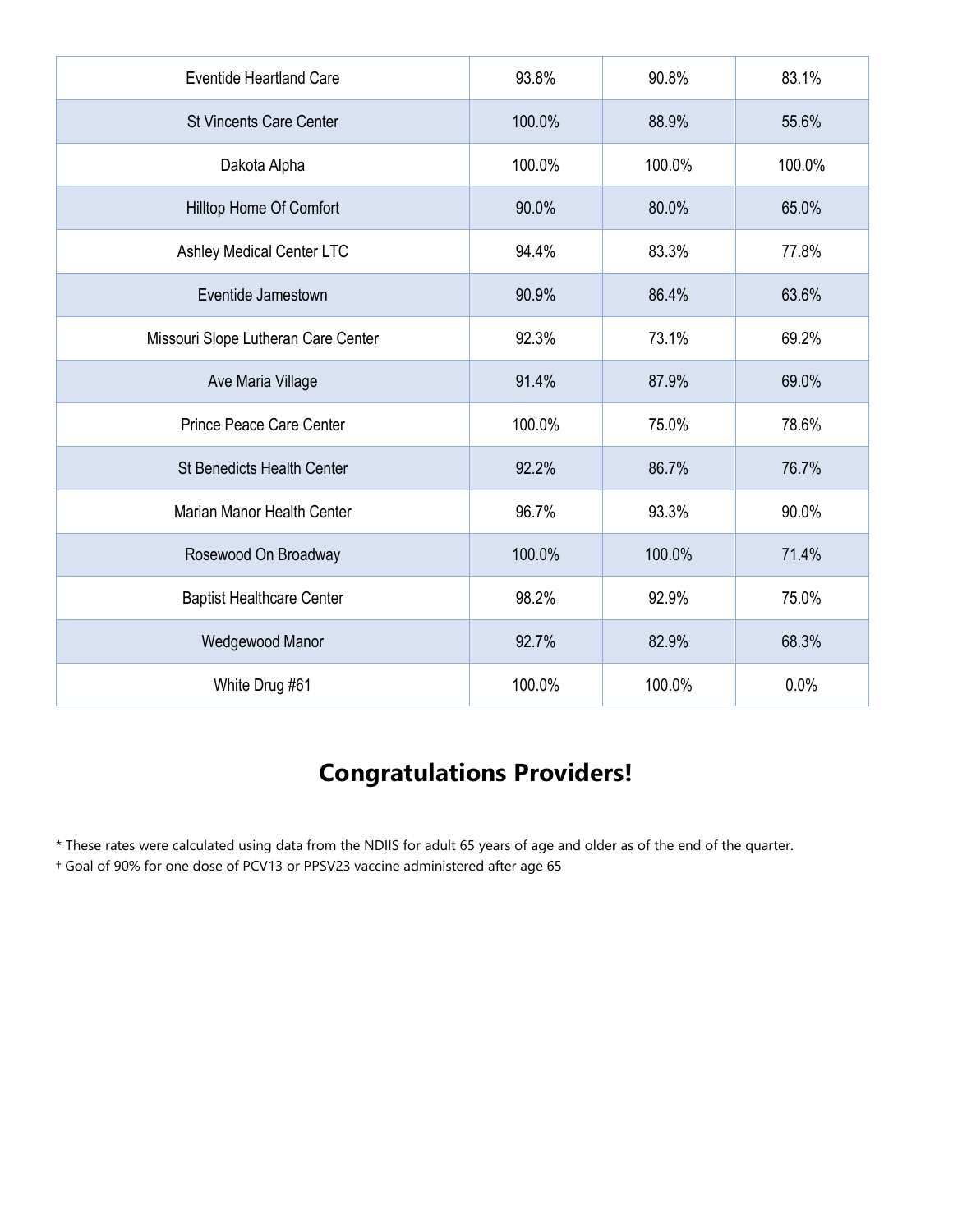| | | | |
|---|---|---|---|
| Eventide Heartland Care | 93.8% | 90.8% | 83.1% |
| St Vincents Care Center | 100.0% | 88.9% | 55.6% |
| Dakota Alpha | 100.0% | 100.0% | 100.0% |
| Hilltop Home Of Comfort | 90.0% | 80.0% | 65.0% |
| Ashley Medical Center LTC | 94.4% | 83.3% | 77.8% |
| Eventide Jamestown | 90.9% | 86.4% | 63.6% |
| Missouri Slope Lutheran Care Center | 92.3% | 73.1% | 69.2% |
| Ave Maria Village | 91.4% | 87.9% | 69.0% |
| Prince Peace Care Center | 100.0% | 75.0% | 78.6% |
| St Benedicts Health Center | 92.2% | 86.7% | 76.7% |
| Marian Manor Health Center | 96.7% | 93.3% | 90.0% |
| Rosewood On Broadway | 100.0% | 100.0% | 71.4% |
| Baptist Healthcare Center | 98.2% | 92.9% | 75.0% |
| Wedgewood Manor | 92.7% | 82.9% | 68.3% |
| White Drug #61 | 100.0% | 100.0% | 0.0% |

## Congratulations Providers!

* These rates were calculated using data from the NDIIS for adult 65 years of age and older as of the end of the quarter.
† Goal of 90% for one dose of PCV13 or PPSV23 vaccine administered after age 65